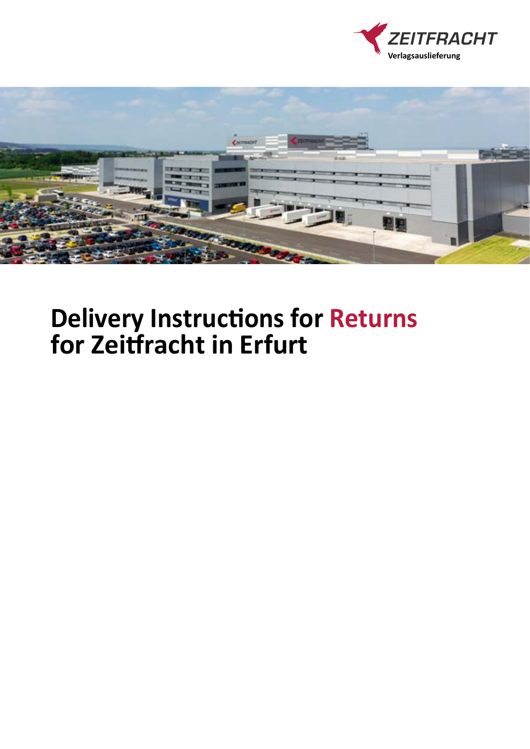ZEITFRACHT
Verlagsauslieferung

# Delivery Instructions for Returns for Zeitfracht in Erfurt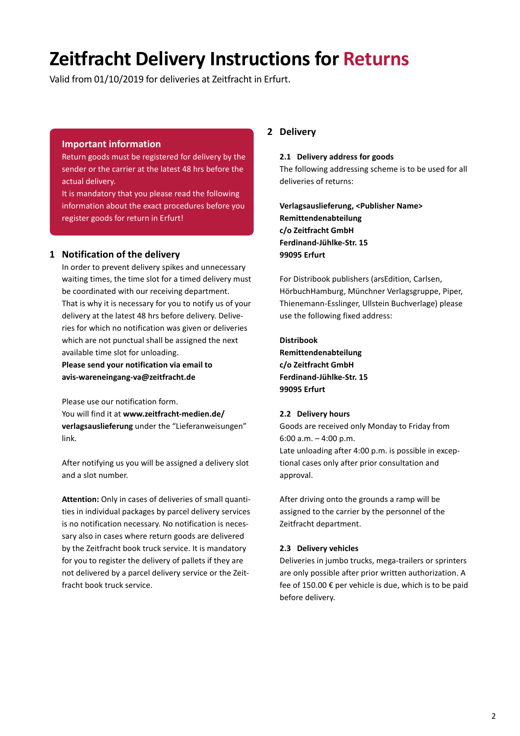# Zeitfracht Delivery Instructions for Returns

Valid from 01/10/2019 for deliveries at Zeitfracht in Erfurt.

**Important information**

Return goods must be registered for delivery by the sender or the carrier at the latest 48 hrs before the actual delivery.
It is mandatory that you please read the following information about the exact procedures before you register goods for return in Erfurt!

## 1 Notification of the delivery

In order to prevent delivery spikes and unnecessary waiting times, the time slot for a timed delivery must be coordinated with our receiving department.
That is why it is necessary for you to notify us of your delivery at the latest 48 hrs before delivery. Deliveries for which no notification was given or deliveries which are not punctual shall be assigned the next available time slot for unloading.
**Please send your notification via email to avis-wareneingang-va@zeitfracht.de**

Please use our notification form.
You will find it at **www.zeitfracht-medien.de/verlagsauslieferung** under the "Lieferanweisungen" link.

After notifying us you will be assigned a delivery slot and a slot number.

**Attention:** Only in cases of deliveries of small quantities in individual packages by parcel delivery services is no notification necessary. No notification is necessary also in cases where return goods are delivered by the Zeitfracht book truck service. It is mandatory for you to register the delivery of pallets if they are not delivered by a parcel delivery service or the Zeitfracht book truck service.

## 2 Delivery

### 2.1 Delivery address for goods

The following addressing scheme is to be used for all deliveries of returns:

**Verlagsauslieferung, <Publisher Name>**
**Remittendenabteilung**
**c/o Zeitfracht GmbH**
**Ferdinand-Jühlke-Str. 15**
**99095 Erfurt**

For Distribook publishers (arsEdition, Carlsen, HörbuchHamburg, Münchner Verlagsgruppe, Piper, Thienemann-Esslinger, Ullstein Buchverlage) please use the following fixed address:

**Distribook**
**Remittendenabteilung**
**c/o Zeitfracht GmbH**
**Ferdinand-Jühlke-Str. 15**
**99095 Erfurt**

### 2.2 Delivery hours

Goods are received only Monday to Friday from 6:00 a.m. – 4:00 p.m.
Late unloading after 4:00 p.m. is possible in exceptional cases only after prior consultation and approval.

After driving onto the grounds a ramp will be assigned to the carrier by the personnel of the Zeitfracht department.

### 2.3 Delivery vehicles

Deliveries in jumbo trucks, mega-trailers or sprinters are only possible after prior written authorization. A fee of 150.00 € per vehicle is due, which is to be paid before delivery.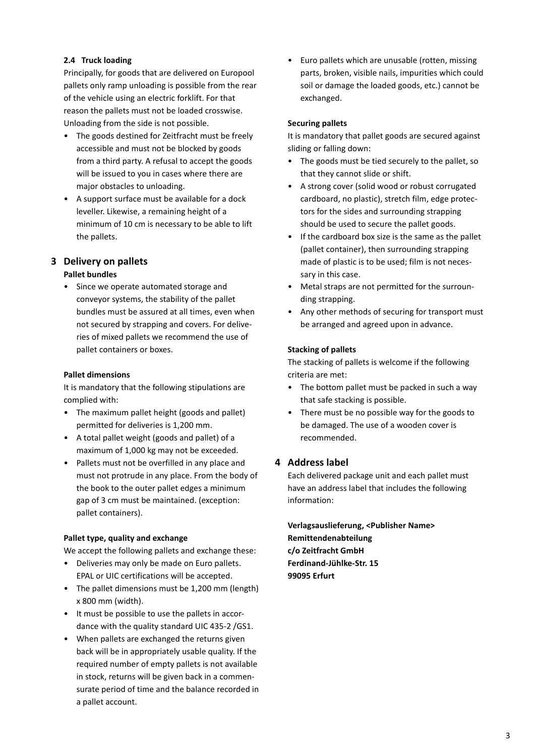### 2.4 Truck loading

Principally, for goods that are delivered on Europool pallets only ramp unloading is possible from the rear of the vehicle using an electric forklift. For that reason the pallets must not be loaded crosswise. Unloading from the side is not possible.

- The goods destined for Zeitfracht must be freely accessible and must not be blocked by goods from a third party. A refusal to accept the goods will be issued to you in cases where there are major obstacles to unloading.
- A support surface must be available for a dock leveller. Likewise, a remaining height of a minimum of 10 cm is necessary to be able to lift the pallets.

## 3 Delivery on pallets

**Pallet bundles**

- Since we operate automated storage and conveyor systems, the stability of the pallet bundles must be assured at all times, even when not secured by strapping and covers. For deliveries of mixed pallets we recommend the use of pallet containers or boxes.

**Pallet dimensions**

It is mandatory that the following stipulations are complied with:

- The maximum pallet height (goods and pallet) permitted for deliveries is 1,200 mm.
- A total pallet weight (goods and pallet) of a maximum of 1,000 kg may not be exceeded.
- Pallets must not be overfilled in any place and must not protrude in any place. From the body of the book to the outer pallet edges a minimum gap of 3 cm must be maintained. (exception: pallet containers).

**Pallet type, quality and exchange**

We accept the following pallets and exchange these:

- Deliveries may only be made on Euro pallets. EPAL or UIC certifications will be accepted.
- The pallet dimensions must be 1,200 mm (length) x 800 mm (width).
- It must be possible to use the pallets in accordance with the quality standard UIC 435-2 /GS1.
- When pallets are exchanged the returns given back will be in appropriately usable quality. If the required number of empty pallets is not available in stock, returns will be given back in a commensurate period of time and the balance recorded in a pallet account.
- Euro pallets which are unusable (rotten, missing parts, broken, visible nails, impurities which could soil or damage the loaded goods, etc.) cannot be exchanged.

**Securing pallets**

It is mandatory that pallet goods are secured against sliding or falling down:

- The goods must be tied securely to the pallet, so that they cannot slide or shift.
- A strong cover (solid wood or robust corrugated cardboard, no plastic), stretch film, edge protectors for the sides and surrounding strapping should be used to secure the pallet goods.
- If the cardboard box size is the same as the pallet (pallet container), then surrounding strapping made of plastic is to be used; film is not necessary in this case.
- Metal straps are not permitted for the surrounding strapping.
- Any other methods of securing for transport must be arranged and agreed upon in advance.

**Stacking of pallets**

The stacking of pallets is welcome if the following criteria are met:

- The bottom pallet must be packed in such a way that safe stacking is possible.
- There must be no possible way for the goods to be damaged. The use of a wooden cover is recommended.

## 4 Address label

Each delivered package unit and each pallet must have an address label that includes the following information:

**Verlagsauslieferung, <Publisher Name>**
**Remittendenabteilung**
**c/o Zeitfracht GmbH**
**Ferdinand-Jühlke-Str. 15**
**99095 Erfurt**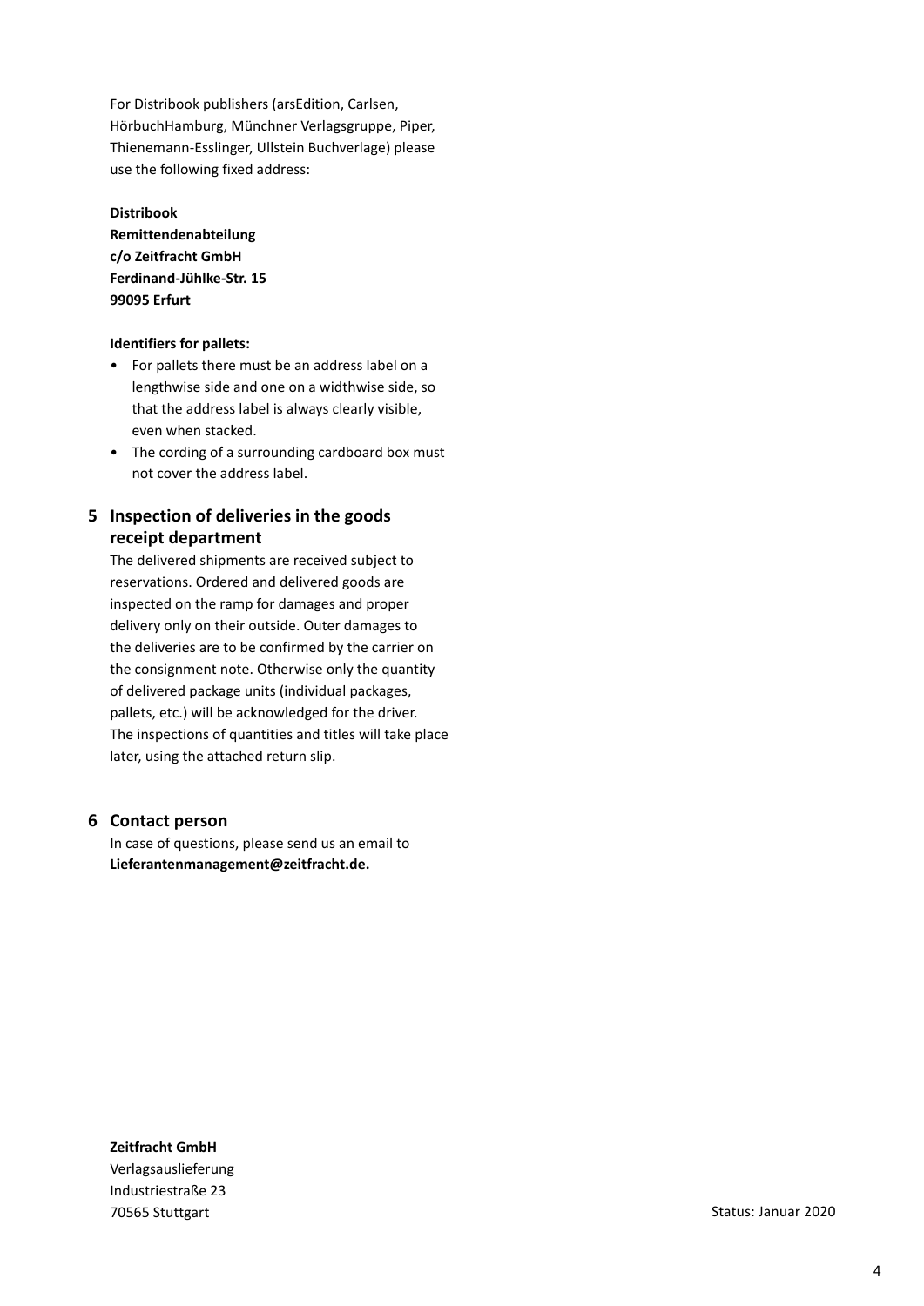For Distribook publishers (arsEdition, Carlsen, HörbuchHamburg, Münchner Verlagsgruppe, Piper, Thienemann-Esslinger, Ullstein Buchverlage) please use the following fixed address:

**Distribook**
**Remittendenabteilung**
**c/o Zeitfracht GmbH**
**Ferdinand-Jühlke-Str. 15**
**99095 Erfurt**

**Identifiers for pallets:**

- For pallets there must be an address label on a lengthwise side and one on a widthwise side, so that the address label is always clearly visible, even when stacked.
- The cording of a surrounding cardboard box must not cover the address label.

## 5 Inspection of deliveries in the goods receipt department

The delivered shipments are received subject to reservations. Ordered and delivered goods are inspected on the ramp for damages and proper delivery only on their outside. Outer damages to the deliveries are to be confirmed by the carrier on the consignment note. Otherwise only the quantity of delivered package units (individual packages, pallets, etc.) will be acknowledged for the driver. The inspections of quantities and titles will take place later, using the attached return slip.

## 6 Contact person

In case of questions, please send us an email to **Lieferantenmanagement@zeitfracht.de.**

**Zeitfracht GmbH**
Verlagsauslieferung
Industriestraße 23
70565 Stuttgart

Status: Januar 2020